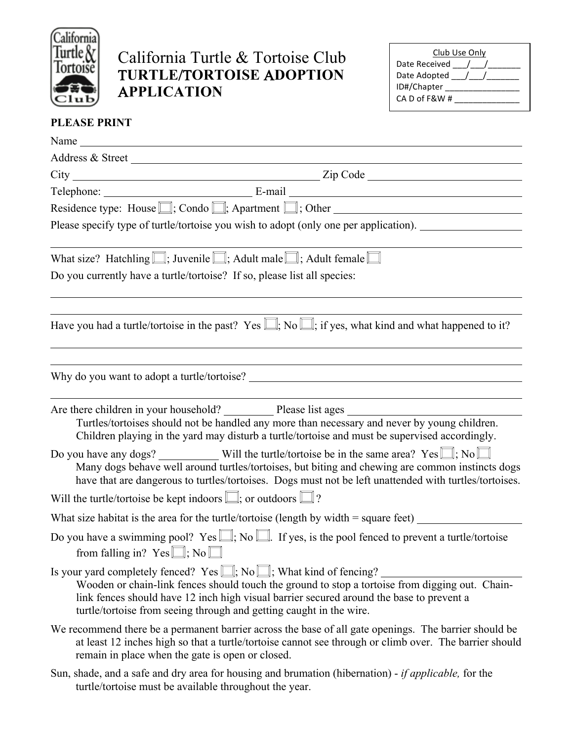# California Turtle & Tortoise Club

## TURTLE/TORTOISE ADOPTION APPLICATION

| Club Use Only |
|---|
| Date Received ___/___/_______ |
| Date Adopted ___/___/_______ |
| ID#/Chapter ________________ |
| CA D of F&W # ______________ |

**PLEASE PRINT**

Name ______________________________________________________________________

Address & Street ______________________________________________________________

City ___________________________________________ Zip Code ___________________________

Telephone: __________________________ E-mail ___________________________________________

Residence type: House ☐; Condo ☐; Apartment ☐; Other ____________________________

Please specify type of turtle/tortoise you wish to adopt (only one per application). __________________

______________________________________________________________________________

What size? Hatchling ☐; Juvenile ☐; Adult male ☐; Adult female ☐

Do you currently have a turtle/tortoise? If so, please list all species:

______________________________________________________________________________

______________________________________________________________________________

Have you had a turtle/tortoise in the past? Yes ☐; No ☐; if yes, what kind and what happened to it?

______________________________________________________________________________

______________________________________________________________________________

Why do you want to adopt a turtle/tortoise? ____________________________________________

______________________________________________________________________________

Are there children in your household? _________ Please list ages ______________________________

Turtles/tortoises should not be handled any more than necessary and never by young children. Children playing in the yard may disturb a turtle/tortoise and must be supervised accordingly.

Do you have any dogs? __________ Will the turtle/tortoise be in the same area? Yes ☐; No ☐

Many dogs behave well around turtles/tortoises, but biting and chewing are common instincts dogs have that are dangerous to turtles/tortoises. Dogs must not be left unattended with turtles/tortoises.

Will the turtle/tortoise be kept indoors ☐; or outdoors ☐ ?

What size habitat is the area for the turtle/tortoise (length by width = square feet) __________________

Do you have a swimming pool? Yes ☐; No ☐. If yes, is the pool fenced to prevent a turtle/tortoise from falling in? Yes ☐; No ☐

Is your yard completely fenced? Yes ☐; No ☐; What kind of fencing? ________________________

Wooden or chain-link fences should touch the ground to stop a tortoise from digging out. Chain-link fences should have 12 inch high visual barrier secured around the base to prevent a turtle/tortoise from seeing through and getting caught in the wire.

We recommend there be a permanent barrier across the base of all gate openings. The barrier should be at least 12 inches high so that a turtle/tortoise cannot see through or climb over. The barrier should remain in place when the gate is open or closed.

Sun, shade, and a safe and dry area for housing and brumation (hibernation) - *if applicable,* for the turtle/tortoise must be available throughout the year.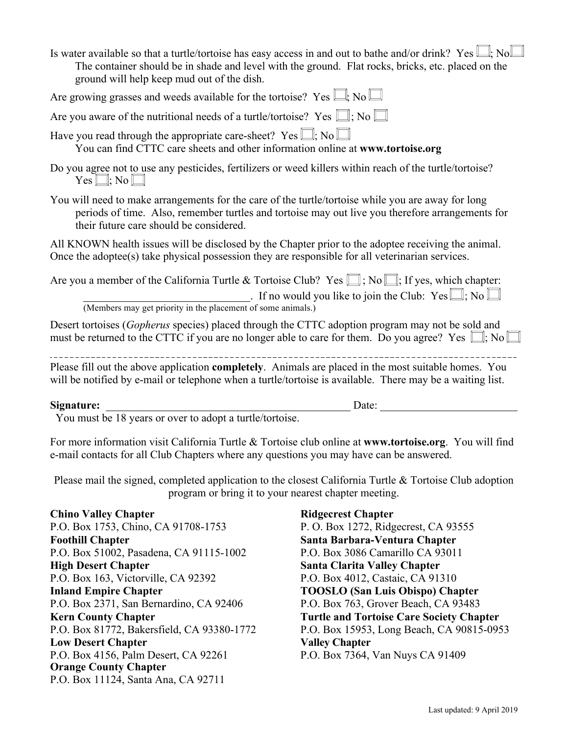Is water available so that a turtle/tortoise has easy access in and out to bathe and/or drink? Yes ☐; No ☐
The container should be in shade and level with the ground. Flat rocks, bricks, etc. placed on the ground will help keep mud out of the dish.

Are growing grasses and weeds available for the tortoise? Yes ☐; No ☐

Are you aware of the nutritional needs of a turtle/tortoise? Yes ☐; No ☐

Have you read through the appropriate care-sheet? Yes ☐; No ☐
You can find CTTC care sheets and other information online at **www.tortoise.org**

Do you agree not to use any pesticides, fertilizers or weed killers within reach of the turtle/tortoise?
Yes ☐; No ☐

You will need to make arrangements for the care of the turtle/tortoise while you are away for long periods of time. Also, remember turtles and tortoise may out live you therefore arrangements for their future care should be considered.

All KNOWN health issues will be disclosed by the Chapter prior to the adoptee receiving the animal. Once the adoptee(s) take physical possession they are responsible for all veterinarian services.

Are you a member of the California Turtle & Tortoise Club? Yes ☐; No ☐; If yes, which chapter:
______________________________. If no would you like to join the Club: Yes ☐; No ☐
(Members may get priority in the placement of some animals.)

Desert tortoises (*Gopherus* species) placed through the CTTC adoption program may not be sold and must be returned to the CTTC if you are no longer able to care for them. Do you agree? Yes ☐; No ☐

---

Please fill out the above application **completely**. Animals are placed in the most suitable homes. You will be notified by e-mail or telephone when a turtle/tortoise is available. There may be a waiting list.

**Signature:** ______________________________ Date: ____________________
You must be 18 years or over to adopt a turtle/tortoise.

For more information visit California Turtle & Tortoise club online at **www.tortoise.org**. You will find e-mail contacts for all Club Chapters where any questions you may have can be answered.

Please mail the signed, completed application to the closest California Turtle & Tortoise Club adoption program or bring it to your nearest chapter meeting.

**Chino Valley Chapter**
P.O. Box 1753, Chino, CA 91708-1753

**Foothill Chapter**
P.O. Box 51002, Pasadena, CA 91115-1002

**High Desert Chapter**
P.O. Box 163, Victorville, CA 92392

**Inland Empire Chapter**
P.O. Box 2371, San Bernardino, CA 92406

**Kern County Chapter**
P.O. Box 81772, Bakersfield, CA 93380-1772

**Low Desert Chapter**
P.O. Box 4156, Palm Desert, CA 92261

**Orange County Chapter**
P.O. Box 11124, Santa Ana, CA 92711

**Ridgecrest Chapter**
P. O. Box 1272, Ridgecrest, CA 93555

**Santa Barbara-Ventura Chapter**
P.O. Box 3086 Camarillo CA 93011

**Santa Clarita Valley Chapter**
P.O. Box 4012, Castaic, CA 91310

**TOOSLO (San Luis Obispo) Chapter**
P.O. Box 763, Grover Beach, CA 93483

**Turtle and Tortoise Care Society Chapter**
P.O. Box 15953, Long Beach, CA 90815-0953

**Valley Chapter**
P.O. Box 7364, Van Nuys CA 91409

Last updated: 9 April 2019